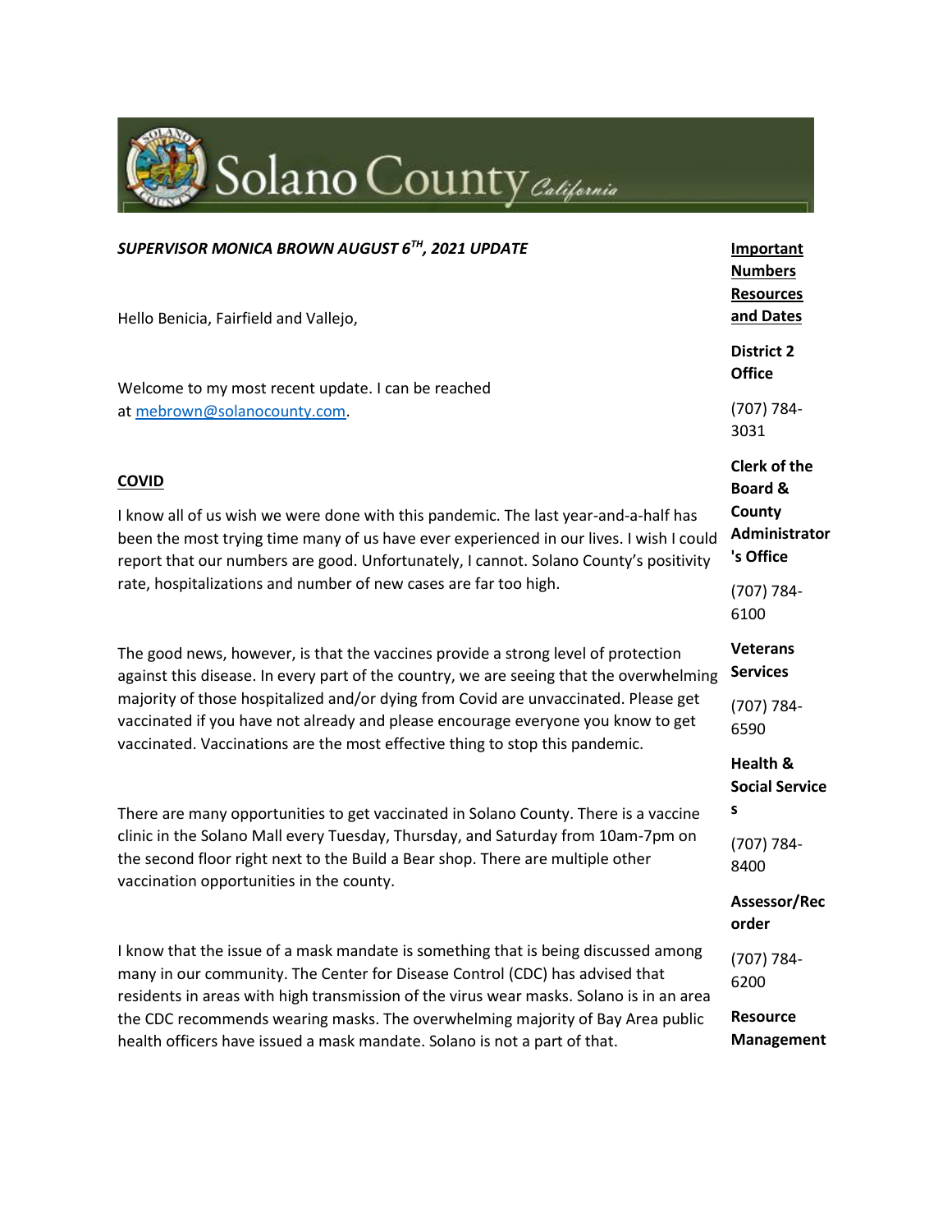Solano County *California*

***SUPERVISOR MONICA BROWN AUGUST 6TH, 2021 UPDATE***

Hello Benicia, Fairfield and Vallejo,

Welcome to my most recent update. I can be reached at mebrown@solanocounty.com.

## COVID

I know all of us wish we were done with this pandemic. The last year-and-a-half has been the most trying time many of us have ever experienced in our lives. I wish I could report that our numbers are good. Unfortunately, I cannot. Solano County's positivity rate, hospitalizations and number of new cases are far too high.

The good news, however, is that the vaccines provide a strong level of protection against this disease. In every part of the country, we are seeing that the overwhelming majority of those hospitalized and/or dying from Covid are unvaccinated. Please get vaccinated if you have not already and please encourage everyone you know to get vaccinated. Vaccinations are the most effective thing to stop this pandemic.

There are many opportunities to get vaccinated in Solano County. There is a vaccine clinic in the Solano Mall every Tuesday, Thursday, and Saturday from 10am-7pm on the second floor right next to the Build a Bear shop. There are multiple other vaccination opportunities in the county.

I know that the issue of a mask mandate is something that is being discussed among many in our community. The Center for Disease Control (CDC) has advised that residents in areas with high transmission of the virus wear masks. Solano is in an area the CDC recommends wearing masks. The overwhelming majority of Bay Area public health officers have issued a mask mandate. Solano is not a part of that.

## Important Numbers Resources and Dates

**District 2 Office**

(707) 784-3031

**Clerk of the Board & County Administrator's Office**

(707) 784-6100

**Veterans Services**

(707) 784-6590

**Health & Social Services**

(707) 784-8400

**Assessor/Recorder**

(707) 784-6200

**Resource Management**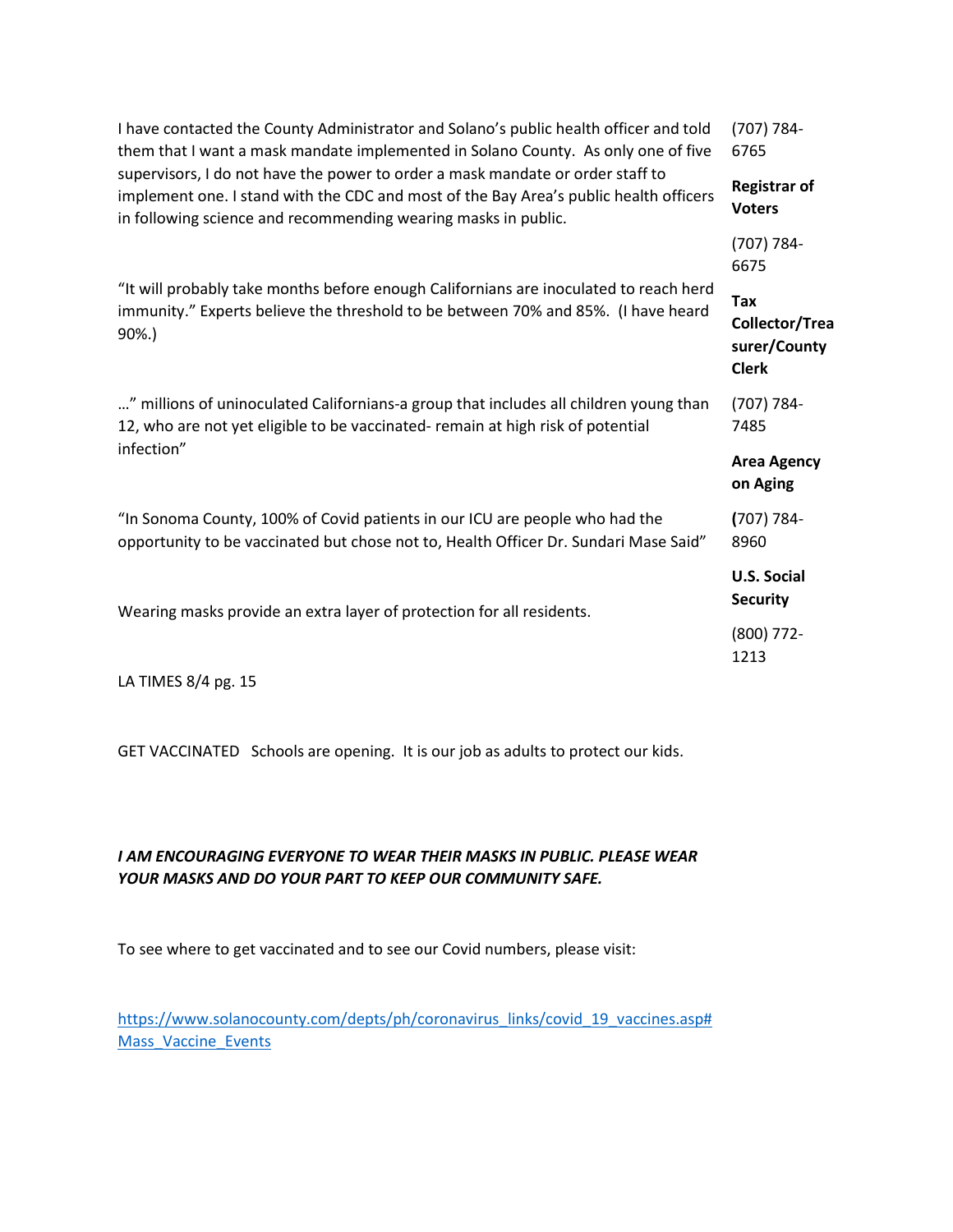I have contacted the County Administrator and Solano's public health officer and told them that I want a mask mandate implemented in Solano County. As only one of five supervisors, I do not have the power to order a mask mandate or order staff to implement one. I stand with the CDC and most of the Bay Area's public health officers in following science and recommending wearing masks in public.

"It will probably take months before enough Californians are inoculated to reach herd immunity." Experts believe the threshold to be between 70% and 85%. (I have heard 90%.)

…" millions of uninoculated Californians-a group that includes all children young than 12, who are not yet eligible to be vaccinated- remain at high risk of potential infection"

"In Sonoma County, 100% of Covid patients in our ICU are people who had the opportunity to be vaccinated but chose not to, Health Officer Dr. Sundari Mase Said"

Wearing masks provide an extra layer of protection for all residents.

LA TIMES 8/4 pg. 15

GET VACCINATED Schools are opening. It is our job as adults to protect our kids.

***I AM ENCOURAGING EVERYONE TO WEAR THEIR MASKS IN PUBLIC. PLEASE WEAR YOUR MASKS AND DO YOUR PART TO KEEP OUR COMMUNITY SAFE.***

To see where to get vaccinated and to see our Covid numbers, please visit:

https://www.solanocounty.com/depts/ph/coronavirus_links/covid_19_vaccines.asp#Mass_Vaccine_Events

(707) 784-6765

**Registrar of Voters**

(707) 784-6675

**Tax Collector/Treasurer/County Clerk**

(707) 784-7485

**Area Agency on Aging**

(707) 784-8960

**U.S. Social Security**

(800) 772-1213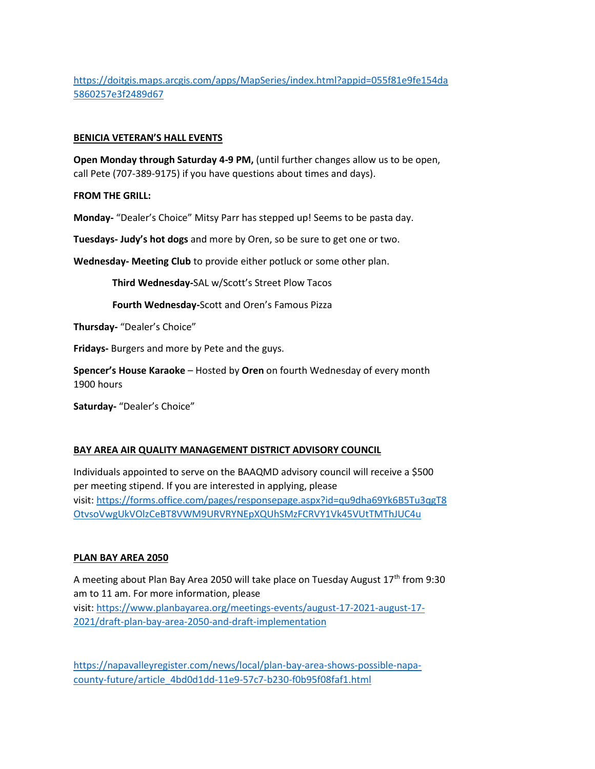https://doitgis.maps.arcgis.com/apps/MapSeries/index.html?appid=055f81e9fe154da5860257e3f2489d67

## BENICIA VETERAN'S HALL EVENTS

**Open Monday through Saturday 4-9 PM,** (until further changes allow us to be open, call Pete (707-389-9175) if you have questions about times and days).

**FROM THE GRILL:**

**Monday-** "Dealer's Choice" Mitsy Parr has stepped up! Seems to be pasta day.

**Tuesdays- Judy's hot dogs** and more by Oren, so be sure to get one or two.

**Wednesday- Meeting Club** to provide either potluck or some other plan.

> **Third Wednesday-**SAL w/Scott's Street Plow Tacos
>
> **Fourth Wednesday-**Scott and Oren's Famous Pizza

**Thursday-** "Dealer's Choice"

**Fridays-** Burgers and more by Pete and the guys.

**Spencer's House Karaoke** – Hosted by **Oren** on fourth Wednesday of every month 1900 hours

**Saturday-** "Dealer's Choice"

## BAY AREA AIR QUALITY MANAGEMENT DISTRICT ADVISORY COUNCIL

Individuals appointed to serve on the BAAQMD advisory council will receive a $500 per meeting stipend. If you are interested in applying, please visit: https://forms.office.com/pages/responsepage.aspx?id=qu9dha69Yk6B5Tu3qgT8OtvsoVwgUkVOlzCeBT8VWM9URVRYNEpXQUhSMzFCRVY1Vk45VUtTMThJUC4u

## PLAN BAY AREA 2050

A meeting about Plan Bay Area 2050 will take place on Tuesday August 17th from 9:30 am to 11 am. For more information, please visit: https://www.planbayarea.org/meetings-events/august-17-2021-august-17-2021/draft-plan-bay-area-2050-and-draft-implementation

https://napavalleyregister.com/news/local/plan-bay-area-shows-possible-napa-county-future/article_4bd0d1dd-11e9-57c7-b230-f0b95f08faf1.html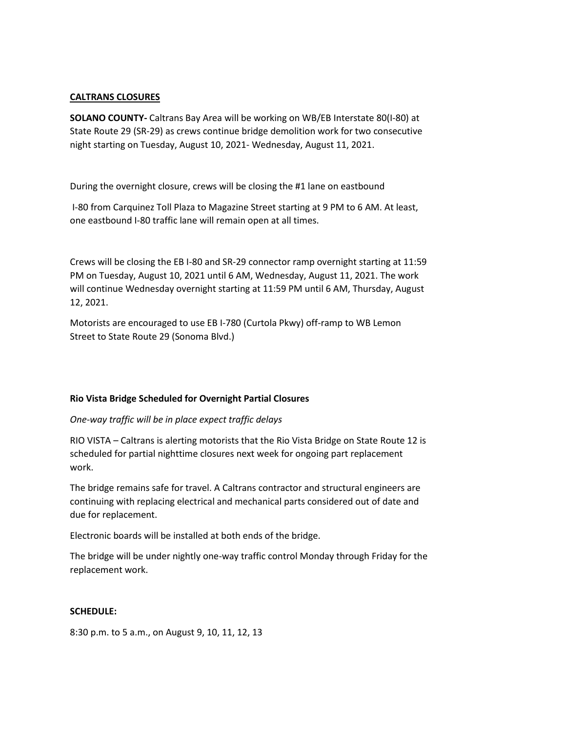**CALTRANS CLOSURES**

**SOLANO COUNTY-** Caltrans Bay Area will be working on WB/EB Interstate 80(I-80) at State Route 29 (SR-29) as crews continue bridge demolition work for two consecutive night starting on Tuesday, August 10, 2021- Wednesday, August 11, 2021.

During the overnight closure, crews will be closing the #1 lane on eastbound I-80 from Carquinez Toll Plaza to Magazine Street starting at 9 PM to 6 AM. At least, one eastbound I-80 traffic lane will remain open at all times.

Crews will be closing the EB I-80 and SR-29 connector ramp overnight starting at 11:59 PM on Tuesday, August 10, 2021 until 6 AM, Wednesday, August 11, 2021. The work will continue Wednesday overnight starting at 11:59 PM until 6 AM, Thursday, August 12, 2021.

Motorists are encouraged to use EB I-780 (Curtola Pkwy) off-ramp to WB Lemon Street to State Route 29 (Sonoma Blvd.)

**Rio Vista Bridge Scheduled for Overnight Partial Closures**

*One-way traffic will be in place expect traffic delays*

RIO VISTA – Caltrans is alerting motorists that the Rio Vista Bridge on State Route 12 is scheduled for partial nighttime closures next week for ongoing part replacement work.

The bridge remains safe for travel. A Caltrans contractor and structural engineers are continuing with replacing electrical and mechanical parts considered out of date and due for replacement.

Electronic boards will be installed at both ends of the bridge.

The bridge will be under nightly one-way traffic control Monday through Friday for the replacement work.

**SCHEDULE:**

8:30 p.m. to 5 a.m., on August 9, 10, 11, 12, 13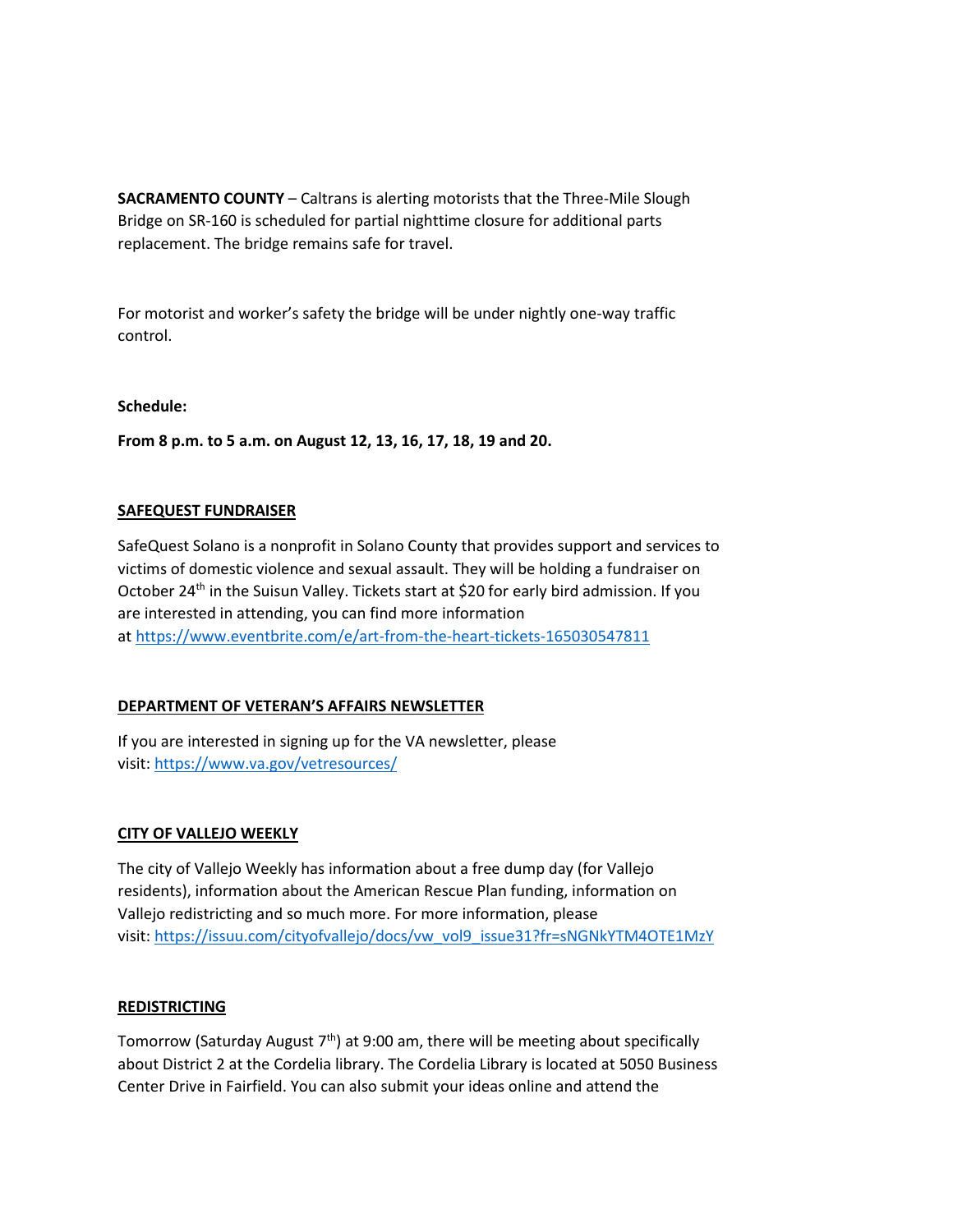**SACRAMENTO COUNTY** – Caltrans is alerting motorists that the Three-Mile Slough Bridge on SR-160 is scheduled for partial nighttime closure for additional parts replacement. The bridge remains safe for travel.

For motorist and worker's safety the bridge will be under nightly one-way traffic control.

**Schedule:**

**From 8 p.m. to 5 a.m. on August 12, 13, 16, 17, 18, 19 and 20.**

**SAFEQUEST FUNDRAISER**

SafeQuest Solano is a nonprofit in Solano County that provides support and services to victims of domestic violence and sexual assault. They will be holding a fundraiser on October 24th in the Suisun Valley. Tickets start at $20 for early bird admission. If you are interested in attending, you can find more information at https://www.eventbrite.com/e/art-from-the-heart-tickets-165030547811

**DEPARTMENT OF VETERAN'S AFFAIRS NEWSLETTER**

If you are interested in signing up for the VA newsletter, please visit: https://www.va.gov/vetresources/

**CITY OF VALLEJO WEEKLY**

The city of Vallejo Weekly has information about a free dump day (for Vallejo residents), information about the American Rescue Plan funding, information on Vallejo redistricting and so much more. For more information, please visit: https://issuu.com/cityofvallejo/docs/vw_vol9_issue31?fr=sNGNkYTM4OTE1MzY

**REDISTRICTING**

Tomorrow (Saturday August 7th) at 9:00 am, there will be meeting about specifically about District 2 at the Cordelia library. The Cordelia Library is located at 5050 Business Center Drive in Fairfield. You can also submit your ideas online and attend the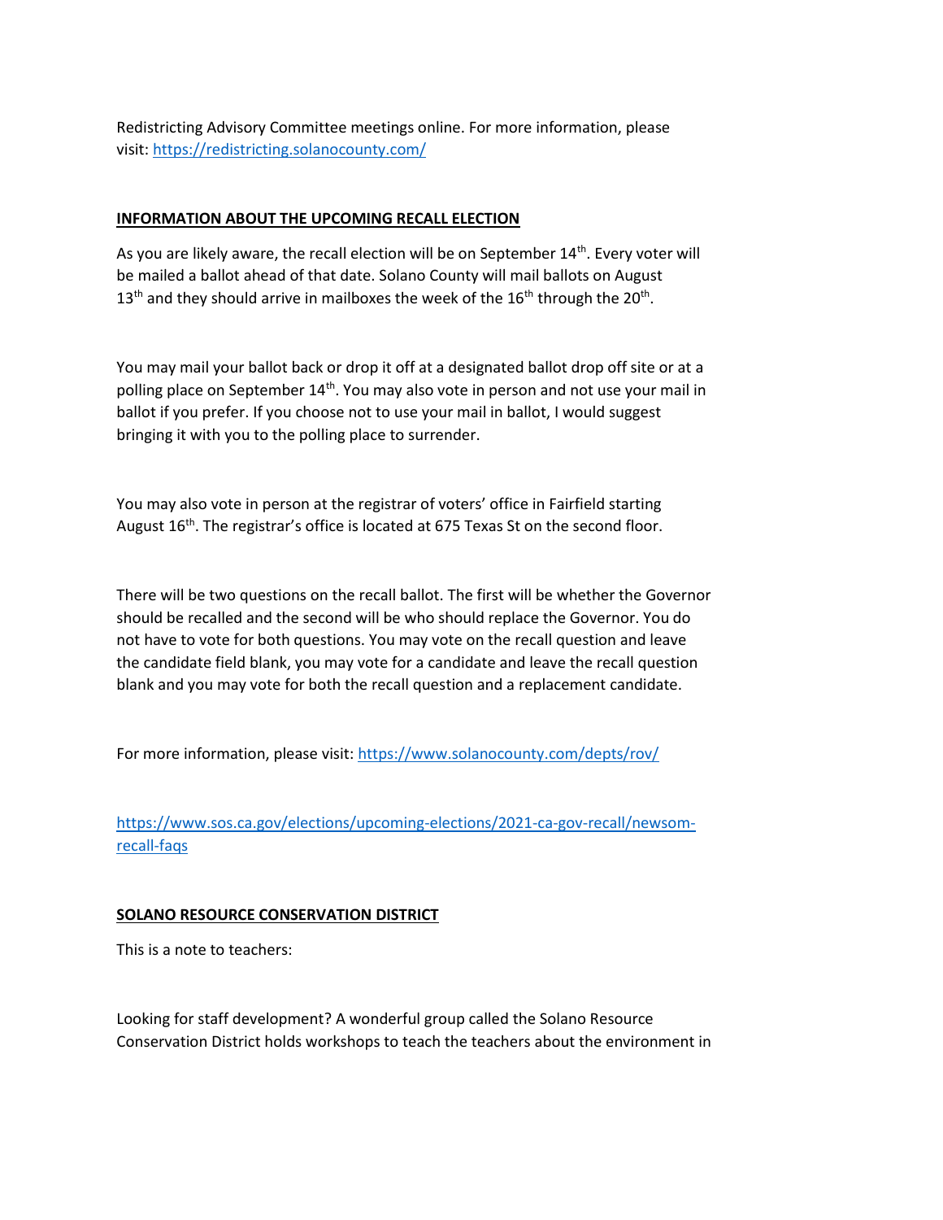Redistricting Advisory Committee meetings online. For more information, please visit: https://redistricting.solanocounty.com/

**INFORMATION ABOUT THE UPCOMING RECALL ELECTION**

As you are likely aware, the recall election will be on September 14th. Every voter will be mailed a ballot ahead of that date. Solano County will mail ballots on August 13th and they should arrive in mailboxes the week of the 16th through the 20th.

You may mail your ballot back or drop it off at a designated ballot drop off site or at a polling place on September 14th. You may also vote in person and not use your mail in ballot if you prefer. If you choose not to use your mail in ballot, I would suggest bringing it with you to the polling place to surrender.

You may also vote in person at the registrar of voters' office in Fairfield starting August 16th. The registrar's office is located at 675 Texas St on the second floor.

There will be two questions on the recall ballot. The first will be whether the Governor should be recalled and the second will be who should replace the Governor. You do not have to vote for both questions. You may vote on the recall question and leave the candidate field blank, you may vote for a candidate and leave the recall question blank and you may vote for both the recall question and a replacement candidate.

For more information, please visit: https://www.solanocounty.com/depts/rov/

https://www.sos.ca.gov/elections/upcoming-elections/2021-ca-gov-recall/newsom-recall-faqs

**SOLANO RESOURCE CONSERVATION DISTRICT**

This is a note to teachers:

Looking for staff development? A wonderful group called the Solano Resource Conservation District holds workshops to teach the teachers about the environment in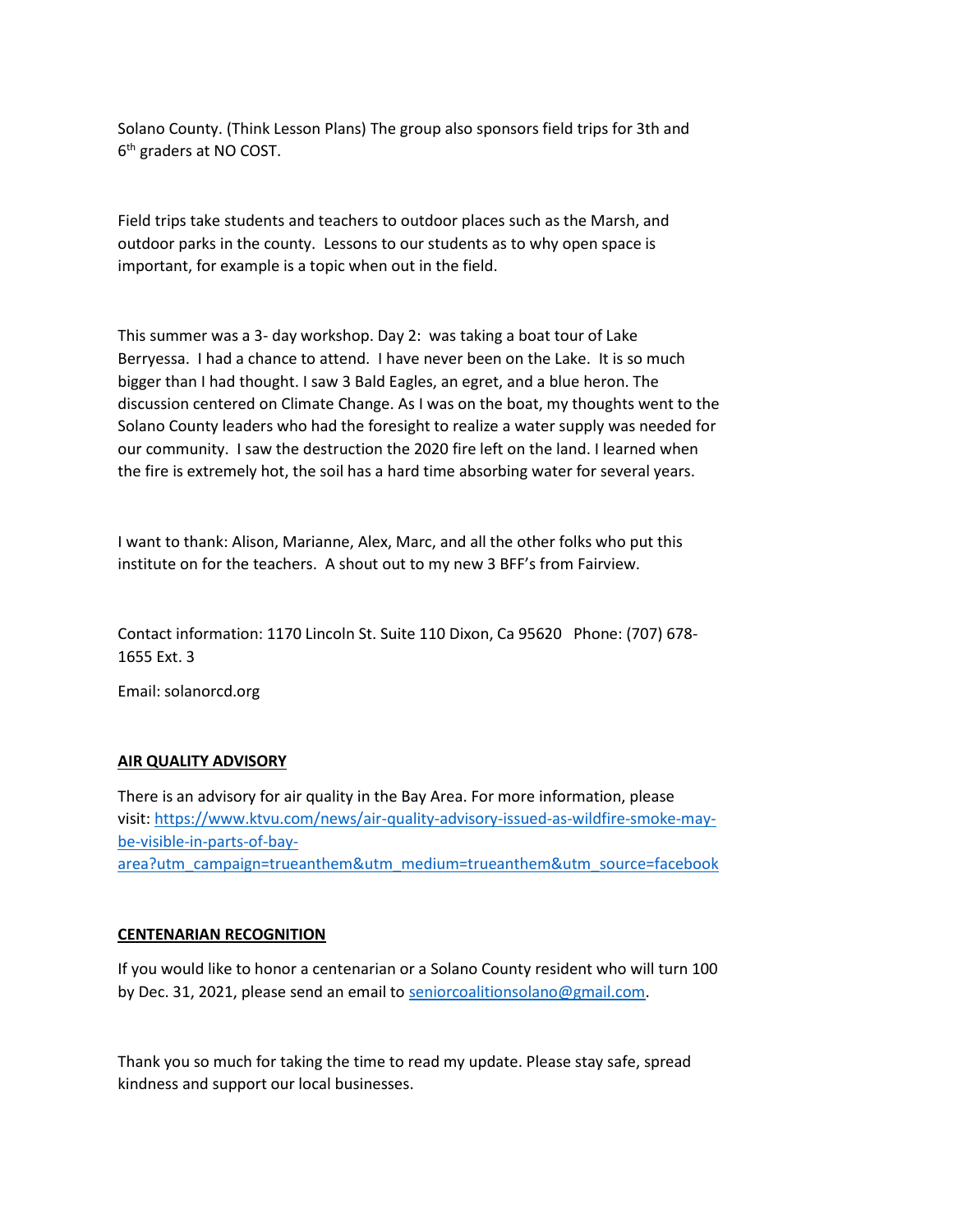Solano County. (Think Lesson Plans) The group also sponsors field trips for 3th and 6th graders at NO COST.

Field trips take students and teachers to outdoor places such as the Marsh, and outdoor parks in the county. Lessons to our students as to why open space is important, for example is a topic when out in the field.

This summer was a 3- day workshop. Day 2: was taking a boat tour of Lake Berryessa. I had a chance to attend. I have never been on the Lake. It is so much bigger than I had thought. I saw 3 Bald Eagles, an egret, and a blue heron. The discussion centered on Climate Change. As I was on the boat, my thoughts went to the Solano County leaders who had the foresight to realize a water supply was needed for our community. I saw the destruction the 2020 fire left on the land. I learned when the fire is extremely hot, the soil has a hard time absorbing water for several years.

I want to thank: Alison, Marianne, Alex, Marc, and all the other folks who put this institute on for the teachers. A shout out to my new 3 BFF's from Fairview.

Contact information: 1170 Lincoln St. Suite 110 Dixon, Ca 95620 Phone: (707) 678-1655 Ext. 3

Email: solanorcd.org

**AIR QUALITY ADVISORY**

There is an advisory for air quality in the Bay Area. For more information, please visit: https://www.ktvu.com/news/air-quality-advisory-issued-as-wildfire-smoke-may-be-visible-in-parts-of-bay-area?utm_campaign=trueanthem&utm_medium=trueanthem&utm_source=facebook

**CENTENARIAN RECOGNITION**

If you would like to honor a centenarian or a Solano County resident who will turn 100 by Dec. 31, 2021, please send an email to seniorcoalitionsolano@gmail.com.

Thank you so much for taking the time to read my update. Please stay safe, spread kindness and support our local businesses.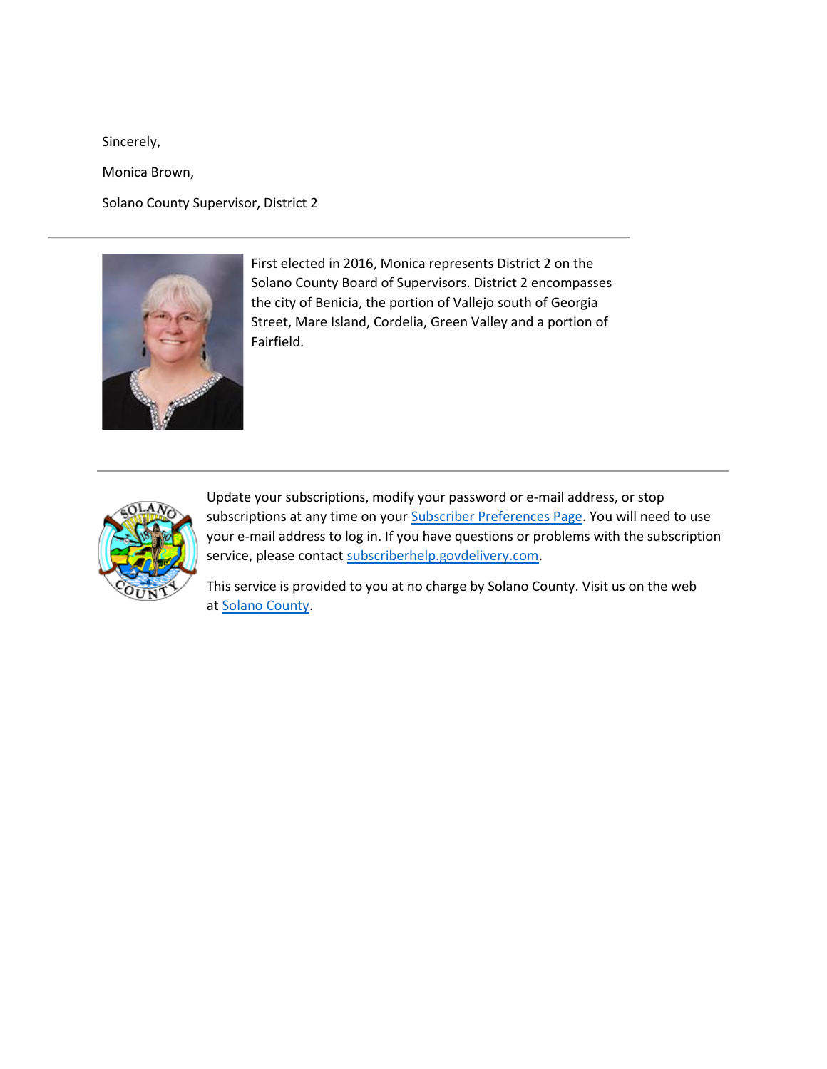Sincerely,

Monica Brown,

Solano County Supervisor, District 2

---

First elected in 2016, Monica represents District 2 on the Solano County Board of Supervisors. District 2 encompasses the city of Benicia, the portion of Vallejo south of Georgia Street, Mare Island, Cordelia, Green Valley and a portion of Fairfield.

---

Update your subscriptions, modify your password or e-mail address, or stop subscriptions at any time on your Subscriber Preferences Page. You will need to use your e-mail address to log in. If you have questions or problems with the subscription service, please contact subscriberhelp.govdelivery.com.

This service is provided to you at no charge by Solano County. Visit us on the web at Solano County.